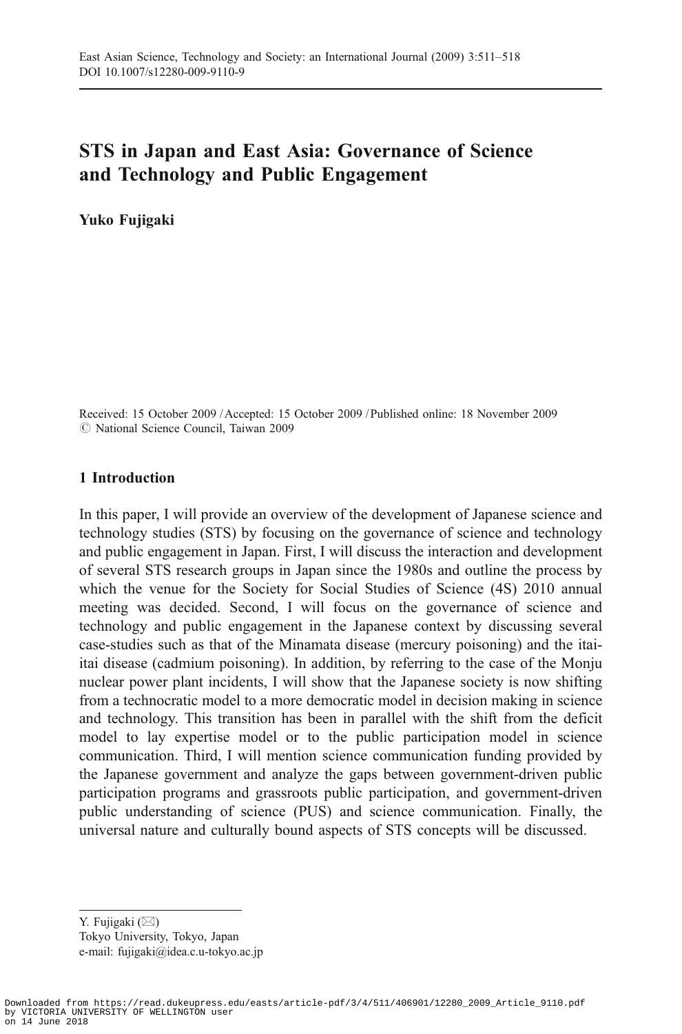# STS in Japan and East Asia: Governance of Science and Technology and Public Engagement

**Yuko Fujigaki**

Received: 15 October 2009 / Accepted: 15 October 2009 / Published online: 18 November 2009
© National Science Council, Taiwan 2009

## 1 Introduction

In this paper, I will provide an overview of the development of Japanese science and technology studies (STS) by focusing on the governance of science and technology and public engagement in Japan. First, I will discuss the interaction and development of several STS research groups in Japan since the 1980s and outline the process by which the venue for the Society for Social Studies of Science (4S) 2010 annual meeting was decided. Second, I will focus on the governance of science and technology and public engagement in the Japanese context by discussing several case-studies such as that of the Minamata disease (mercury poisoning) and the itai-itai disease (cadmium poisoning). In addition, by referring to the case of the Monju nuclear power plant incidents, I will show that the Japanese society is now shifting from a technocratic model to a more democratic model in decision making in science and technology. This transition has been in parallel with the shift from the deficit model to lay expertise model or to the public participation model in science communication. Third, I will mention science communication funding provided by the Japanese government and analyze the gaps between government-driven public participation programs and grassroots public participation, and government-driven public understanding of science (PUS) and science communication. Finally, the universal nature and culturally bound aspects of STS concepts will be discussed.

---

Y. Fujigaki (✉)
Tokyo University, Tokyo, Japan
e-mail: fujigaki@idea.c.u-tokyo.ac.jp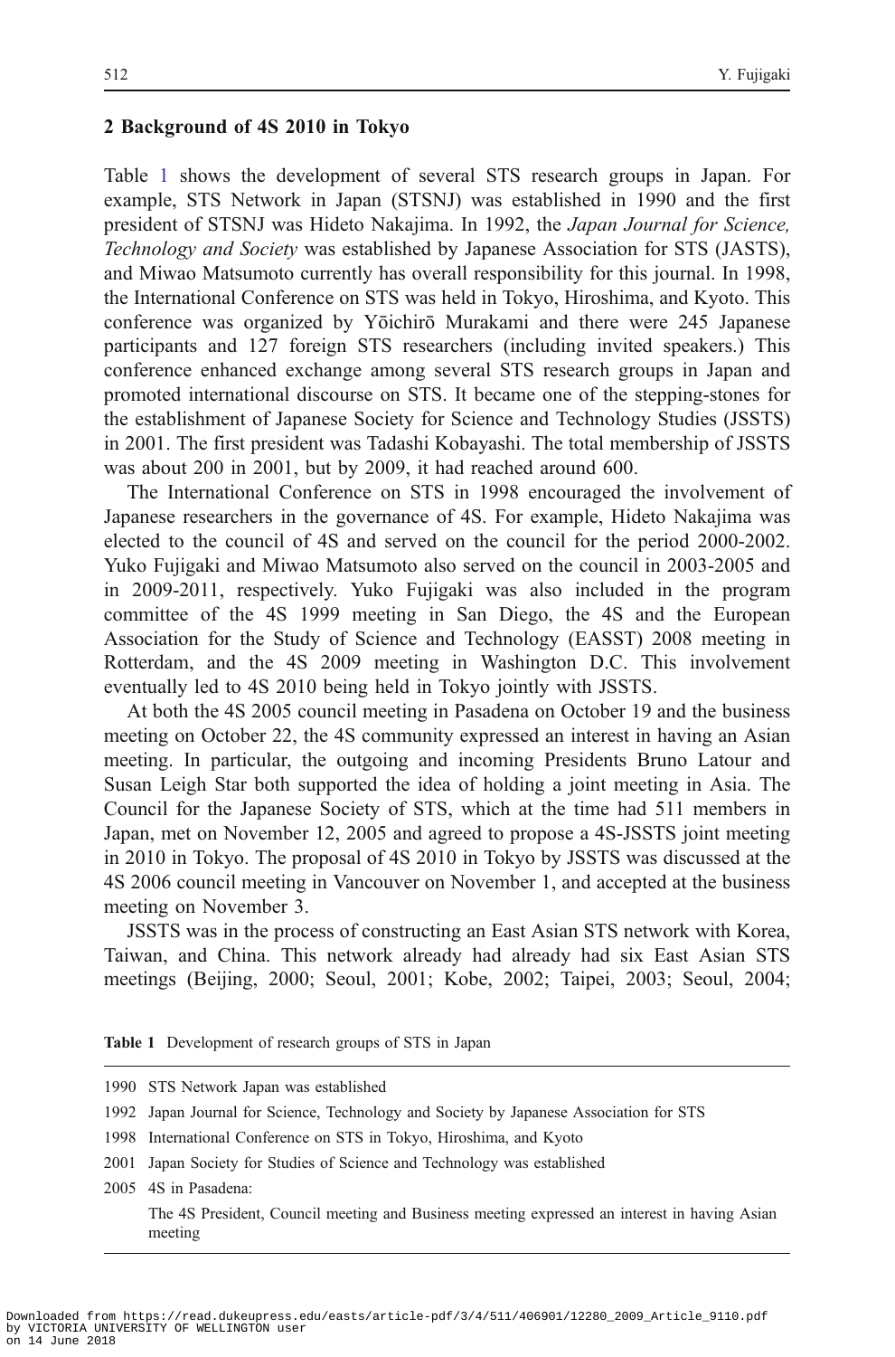## 2 Background of 4S 2010 in Tokyo

Table 1 shows the development of several STS research groups in Japan. For example, STS Network in Japan (STSNJ) was established in 1990 and the first president of STSNJ was Hideto Nakajima. In 1992, the *Japan Journal for Science, Technology and Society* was established by Japanese Association for STS (JASTS), and Miwao Matsumoto currently has overall responsibility for this journal. In 1998, the International Conference on STS was held in Tokyo, Hiroshima, and Kyoto. This conference was organized by Yōichirō Murakami and there were 245 Japanese participants and 127 foreign STS researchers (including invited speakers.) This conference enhanced exchange among several STS research groups in Japan and promoted international discourse on STS. It became one of the stepping-stones for the establishment of Japanese Society for Science and Technology Studies (JSSTS) in 2001. The first president was Tadashi Kobayashi. The total membership of JSSTS was about 200 in 2001, but by 2009, it had reached around 600.

The International Conference on STS in 1998 encouraged the involvement of Japanese researchers in the governance of 4S. For example, Hideto Nakajima was elected to the council of 4S and served on the council for the period 2000-2002. Yuko Fujigaki and Miwao Matsumoto also served on the council in 2003-2005 and in 2009-2011, respectively. Yuko Fujigaki was also included in the program committee of the 4S 1999 meeting in San Diego, the 4S and the European Association for the Study of Science and Technology (EASST) 2008 meeting in Rotterdam, and the 4S 2009 meeting in Washington D.C. This involvement eventually led to 4S 2010 being held in Tokyo jointly with JSSTS.

At both the 4S 2005 council meeting in Pasadena on October 19 and the business meeting on October 22, the 4S community expressed an interest in having an Asian meeting. In particular, the outgoing and incoming Presidents Bruno Latour and Susan Leigh Star both supported the idea of holding a joint meeting in Asia. The Council for the Japanese Society of STS, which at the time had 511 members in Japan, met on November 12, 2005 and agreed to propose a 4S-JSSTS joint meeting in 2010 in Tokyo. The proposal of 4S 2010 in Tokyo by JSSTS was discussed at the 4S 2006 council meeting in Vancouver on November 1, and accepted at the business meeting on November 3.

JSSTS was in the process of constructing an East Asian STS network with Korea, Taiwan, and China. This network already had already had six East Asian STS meetings (Beijing, 2000; Seoul, 2001; Kobe, 2002; Taipei, 2003; Seoul, 2004;

**Table 1** Development of research groups of STS in Japan

| | |
|---|---|
| 1990 | STS Network Japan was established |
| 1992 | Japan Journal for Science, Technology and Society by Japanese Association for STS |
| 1998 | International Conference on STS in Tokyo, Hiroshima, and Kyoto |
| 2001 | Japan Society for Studies of Science and Technology was established |
| 2005 | 4S in Pasadena: The 4S President, Council meeting and Business meeting expressed an interest in having Asian meeting |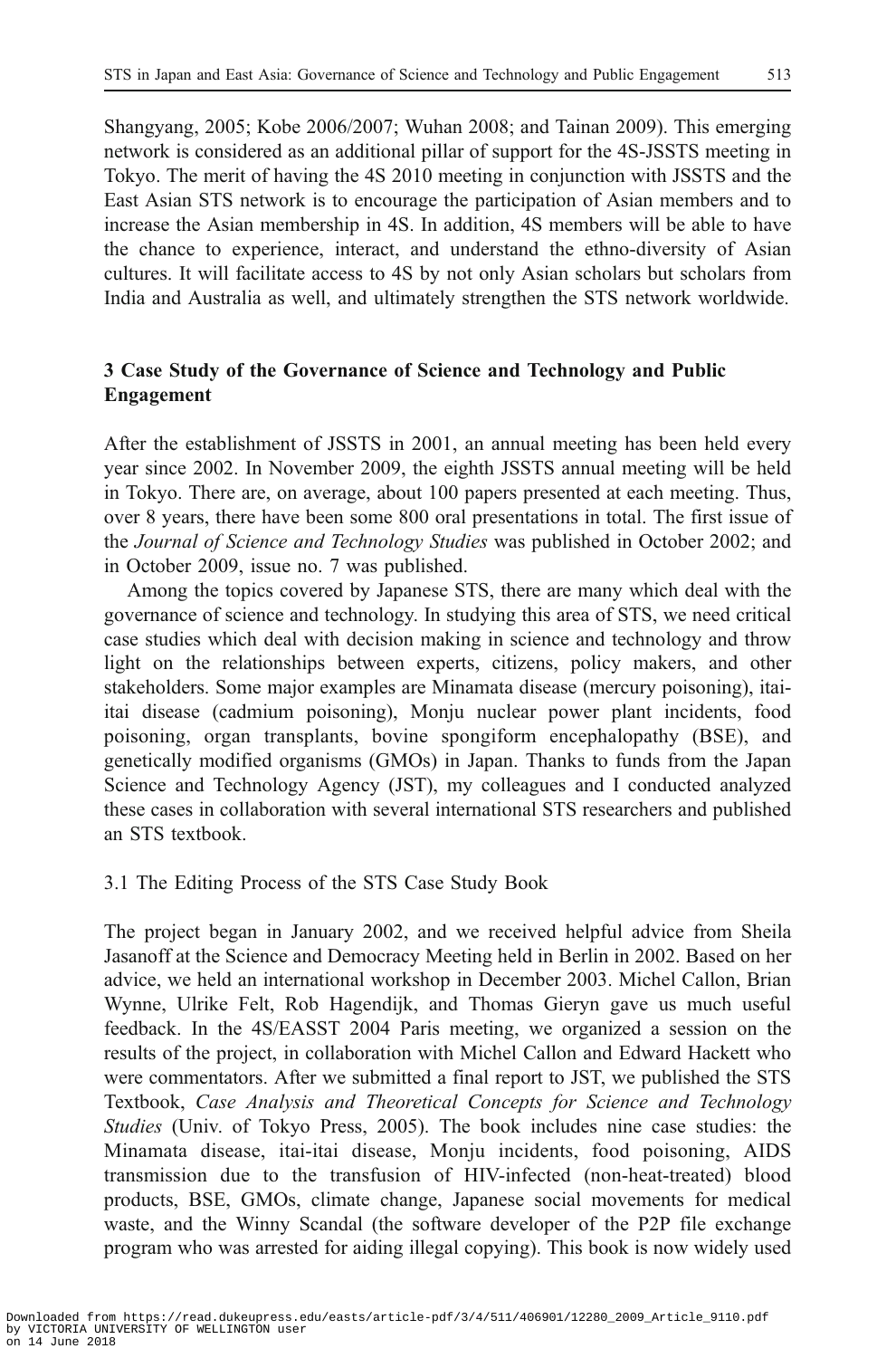Shangyang, 2005; Kobe 2006/2007; Wuhan 2008; and Tainan 2009). This emerging network is considered as an additional pillar of support for the 4S-JSSTS meeting in Tokyo. The merit of having the 4S 2010 meeting in conjunction with JSSTS and the East Asian STS network is to encourage the participation of Asian members and to increase the Asian membership in 4S. In addition, 4S members will be able to have the chance to experience, interact, and understand the ethno-diversity of Asian cultures. It will facilitate access to 4S by not only Asian scholars but scholars from India and Australia as well, and ultimately strengthen the STS network worldwide.

## 3 Case Study of the Governance of Science and Technology and Public Engagement

After the establishment of JSSTS in 2001, an annual meeting has been held every year since 2002. In November 2009, the eighth JSSTS annual meeting will be held in Tokyo. There are, on average, about 100 papers presented at each meeting. Thus, over 8 years, there have been some 800 oral presentations in total. The first issue of the *Journal of Science and Technology Studies* was published in October 2002; and in October 2009, issue no. 7 was published.

Among the topics covered by Japanese STS, there are many which deal with the governance of science and technology. In studying this area of STS, we need critical case studies which deal with decision making in science and technology and throw light on the relationships between experts, citizens, policy makers, and other stakeholders. Some major examples are Minamata disease (mercury poisoning), itai-itai disease (cadmium poisoning), Monju nuclear power plant incidents, food poisoning, organ transplants, bovine spongiform encephalopathy (BSE), and genetically modified organisms (GMOs) in Japan. Thanks to funds from the Japan Science and Technology Agency (JST), my colleagues and I conducted analyzed these cases in collaboration with several international STS researchers and published an STS textbook.

### 3.1 The Editing Process of the STS Case Study Book

The project began in January 2002, and we received helpful advice from Sheila Jasanoff at the Science and Democracy Meeting held in Berlin in 2002. Based on her advice, we held an international workshop in December 2003. Michel Callon, Brian Wynne, Ulrike Felt, Rob Hagendijk, and Thomas Gieryn gave us much useful feedback. In the 4S/EASST 2004 Paris meeting, we organized a session on the results of the project, in collaboration with Michel Callon and Edward Hackett who were commentators. After we submitted a final report to JST, we published the STS Textbook, *Case Analysis and Theoretical Concepts for Science and Technology Studies* (Univ. of Tokyo Press, 2005). The book includes nine case studies: the Minamata disease, itai-itai disease, Monju incidents, food poisoning, AIDS transmission due to the transfusion of HIV-infected (non-heat-treated) blood products, BSE, GMOs, climate change, Japanese social movements for medical waste, and the Winny Scandal (the software developer of the P2P file exchange program who was arrested for aiding illegal copying). This book is now widely used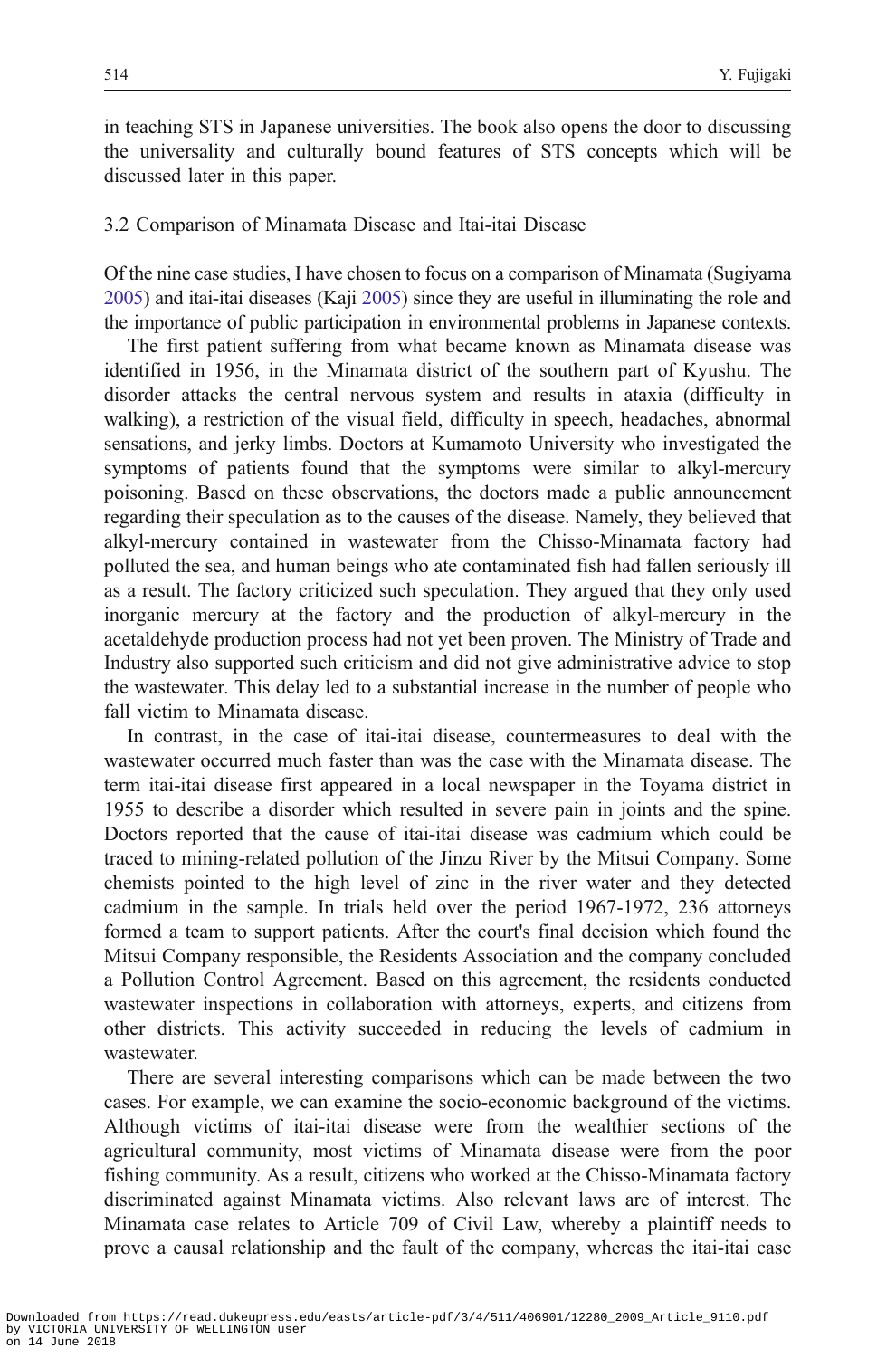in teaching STS in Japanese universities. The book also opens the door to discussing the universality and culturally bound features of STS concepts which will be discussed later in this paper.

### 3.2 Comparison of Minamata Disease and Itai-itai Disease

Of the nine case studies, I have chosen to focus on a comparison of Minamata (Sugiyama 2005) and itai-itai diseases (Kaji 2005) since they are useful in illuminating the role and the importance of public participation in environmental problems in Japanese contexts.

The first patient suffering from what became known as Minamata disease was identified in 1956, in the Minamata district of the southern part of Kyushu. The disorder attacks the central nervous system and results in ataxia (difficulty in walking), a restriction of the visual field, difficulty in speech, headaches, abnormal sensations, and jerky limbs. Doctors at Kumamoto University who investigated the symptoms of patients found that the symptoms were similar to alkyl-mercury poisoning. Based on these observations, the doctors made a public announcement regarding their speculation as to the causes of the disease. Namely, they believed that alkyl-mercury contained in wastewater from the Chisso-Minamata factory had polluted the sea, and human beings who ate contaminated fish had fallen seriously ill as a result. The factory criticized such speculation. They argued that they only used inorganic mercury at the factory and the production of alkyl-mercury in the acetaldehyde production process had not yet been proven. The Ministry of Trade and Industry also supported such criticism and did not give administrative advice to stop the wastewater. This delay led to a substantial increase in the number of people who fall victim to Minamata disease.

In contrast, in the case of itai-itai disease, countermeasures to deal with the wastewater occurred much faster than was the case with the Minamata disease. The term itai-itai disease first appeared in a local newspaper in the Toyama district in 1955 to describe a disorder which resulted in severe pain in joints and the spine. Doctors reported that the cause of itai-itai disease was cadmium which could be traced to mining-related pollution of the Jinzu River by the Mitsui Company. Some chemists pointed to the high level of zinc in the river water and they detected cadmium in the sample. In trials held over the period 1967-1972, 236 attorneys formed a team to support patients. After the court's final decision which found the Mitsui Company responsible, the Residents Association and the company concluded a Pollution Control Agreement. Based on this agreement, the residents conducted wastewater inspections in collaboration with attorneys, experts, and citizens from other districts. This activity succeeded in reducing the levels of cadmium in wastewater.

There are several interesting comparisons which can be made between the two cases. For example, we can examine the socio-economic background of the victims. Although victims of itai-itai disease were from the wealthier sections of the agricultural community, most victims of Minamata disease were from the poor fishing community. As a result, citizens who worked at the Chisso-Minamata factory discriminated against Minamata victims. Also relevant laws are of interest. The Minamata case relates to Article 709 of Civil Law, whereby a plaintiff needs to prove a causal relationship and the fault of the company, whereas the itai-itai case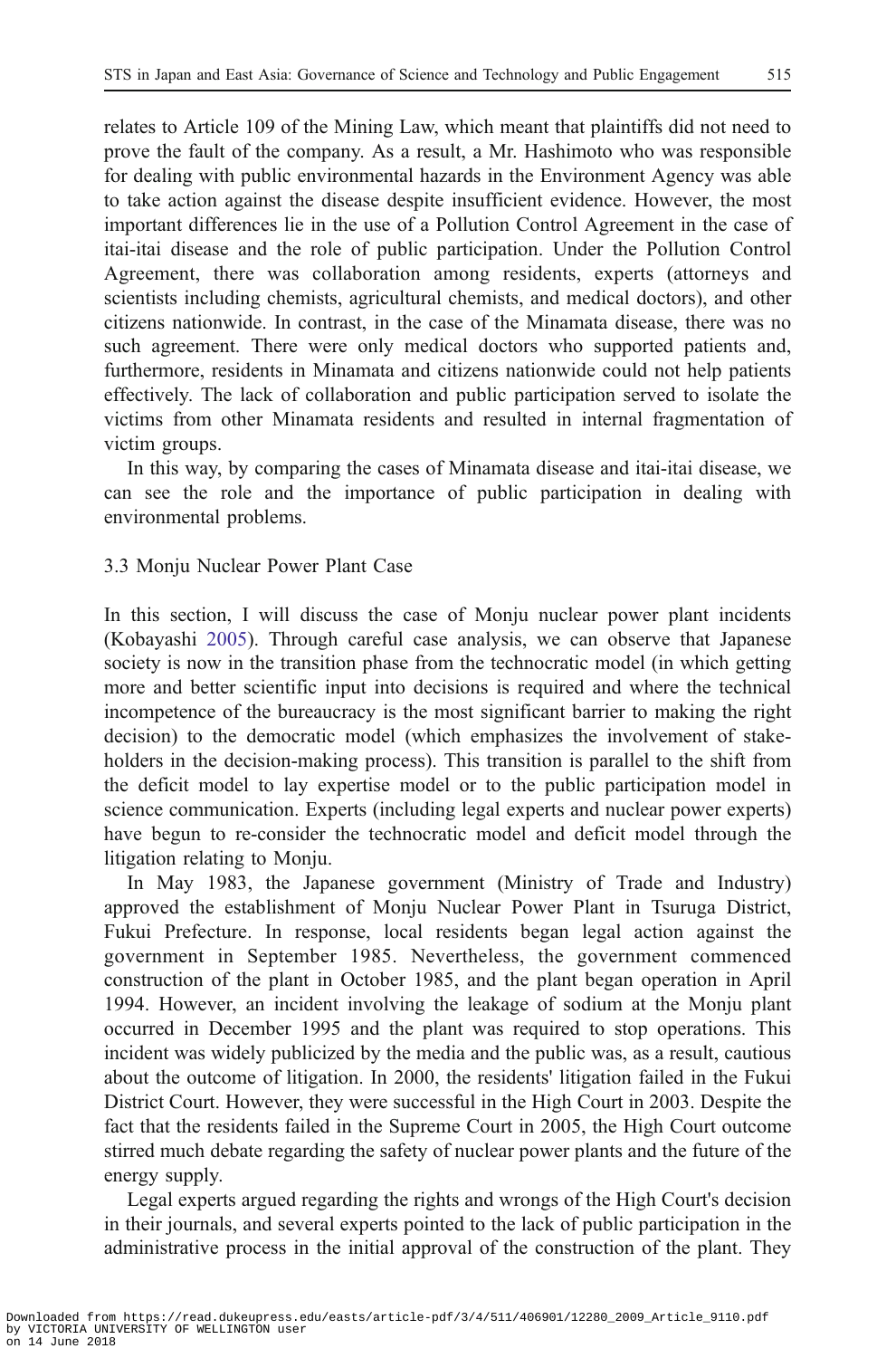relates to Article 109 of the Mining Law, which meant that plaintiffs did not need to prove the fault of the company. As a result, a Mr. Hashimoto who was responsible for dealing with public environmental hazards in the Environment Agency was able to take action against the disease despite insufficient evidence. However, the most important differences lie in the use of a Pollution Control Agreement in the case of itai-itai disease and the role of public participation. Under the Pollution Control Agreement, there was collaboration among residents, experts (attorneys and scientists including chemists, agricultural chemists, and medical doctors), and other citizens nationwide. In contrast, in the case of the Minamata disease, there was no such agreement. There were only medical doctors who supported patients and, furthermore, residents in Minamata and citizens nationwide could not help patients effectively. The lack of collaboration and public participation served to isolate the victims from other Minamata residents and resulted in internal fragmentation of victim groups.

In this way, by comparing the cases of Minamata disease and itai-itai disease, we can see the role and the importance of public participation in dealing with environmental problems.

### 3.3 Monju Nuclear Power Plant Case

In this section, I will discuss the case of Monju nuclear power plant incidents (Kobayashi 2005). Through careful case analysis, we can observe that Japanese society is now in the transition phase from the technocratic model (in which getting more and better scientific input into decisions is required and where the technical incompetence of the bureaucracy is the most significant barrier to making the right decision) to the democratic model (which emphasizes the involvement of stakeholders in the decision-making process). This transition is parallel to the shift from the deficit model to lay expertise model or to the public participation model in science communication. Experts (including legal experts and nuclear power experts) have begun to re-consider the technocratic model and deficit model through the litigation relating to Monju.

In May 1983, the Japanese government (Ministry of Trade and Industry) approved the establishment of Monju Nuclear Power Plant in Tsuruga District, Fukui Prefecture. In response, local residents began legal action against the government in September 1985. Nevertheless, the government commenced construction of the plant in October 1985, and the plant began operation in April 1994. However, an incident involving the leakage of sodium at the Monju plant occurred in December 1995 and the plant was required to stop operations. This incident was widely publicized by the media and the public was, as a result, cautious about the outcome of litigation. In 2000, the residents' litigation failed in the Fukui District Court. However, they were successful in the High Court in 2003. Despite the fact that the residents failed in the Supreme Court in 2005, the High Court outcome stirred much debate regarding the safety of nuclear power plants and the future of the energy supply.

Legal experts argued regarding the rights and wrongs of the High Court's decision in their journals, and several experts pointed to the lack of public participation in the administrative process in the initial approval of the construction of the plant. They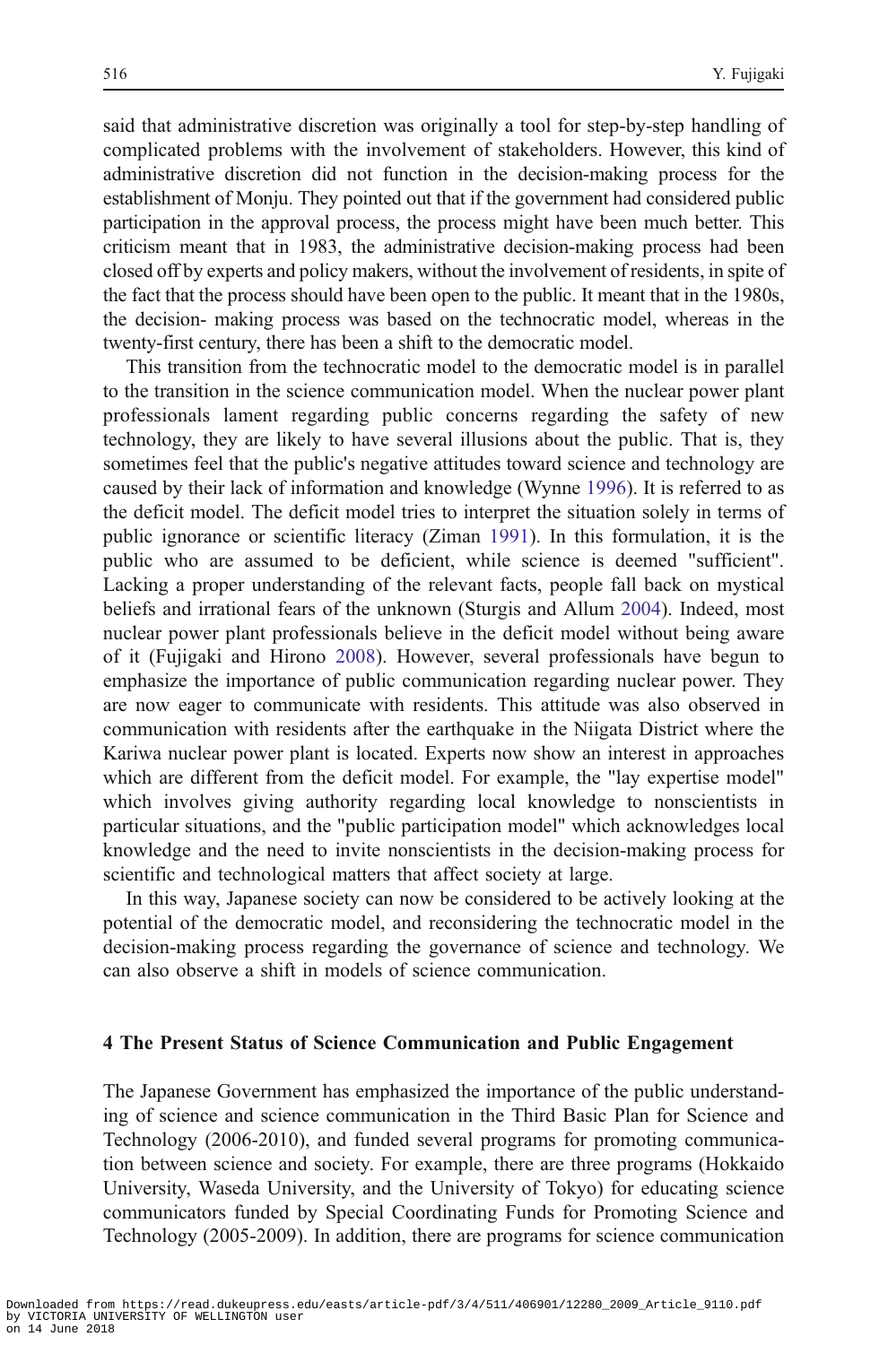said that administrative discretion was originally a tool for step-by-step handling of complicated problems with the involvement of stakeholders. However, this kind of administrative discretion did not function in the decision-making process for the establishment of Monju. They pointed out that if the government had considered public participation in the approval process, the process might have been much better. This criticism meant that in 1983, the administrative decision-making process had been closed off by experts and policy makers, without the involvement of residents, in spite of the fact that the process should have been open to the public. It meant that in the 1980s, the decision- making process was based on the technocratic model, whereas in the twenty-first century, there has been a shift to the democratic model.

This transition from the technocratic model to the democratic model is in parallel to the transition in the science communication model. When the nuclear power plant professionals lament regarding public concerns regarding the safety of new technology, they are likely to have several illusions about the public. That is, they sometimes feel that the public's negative attitudes toward science and technology are caused by their lack of information and knowledge (Wynne 1996). It is referred to as the deficit model. The deficit model tries to interpret the situation solely in terms of public ignorance or scientific literacy (Ziman 1991). In this formulation, it is the public who are assumed to be deficient, while science is deemed "sufficient". Lacking a proper understanding of the relevant facts, people fall back on mystical beliefs and irrational fears of the unknown (Sturgis and Allum 2004). Indeed, most nuclear power plant professionals believe in the deficit model without being aware of it (Fujigaki and Hirono 2008). However, several professionals have begun to emphasize the importance of public communication regarding nuclear power. They are now eager to communicate with residents. This attitude was also observed in communication with residents after the earthquake in the Niigata District where the Kariwa nuclear power plant is located. Experts now show an interest in approaches which are different from the deficit model. For example, the "lay expertise model" which involves giving authority regarding local knowledge to nonscientists in particular situations, and the "public participation model" which acknowledges local knowledge and the need to invite nonscientists in the decision-making process for scientific and technological matters that affect society at large.

In this way, Japanese society can now be considered to be actively looking at the potential of the democratic model, and reconsidering the technocratic model in the decision-making process regarding the governance of science and technology. We can also observe a shift in models of science communication.

## 4 The Present Status of Science Communication and Public Engagement

The Japanese Government has emphasized the importance of the public understanding of science and science communication in the Third Basic Plan for Science and Technology (2006-2010), and funded several programs for promoting communication between science and society. For example, there are three programs (Hokkaido University, Waseda University, and the University of Tokyo) for educating science communicators funded by Special Coordinating Funds for Promoting Science and Technology (2005-2009). In addition, there are programs for science communication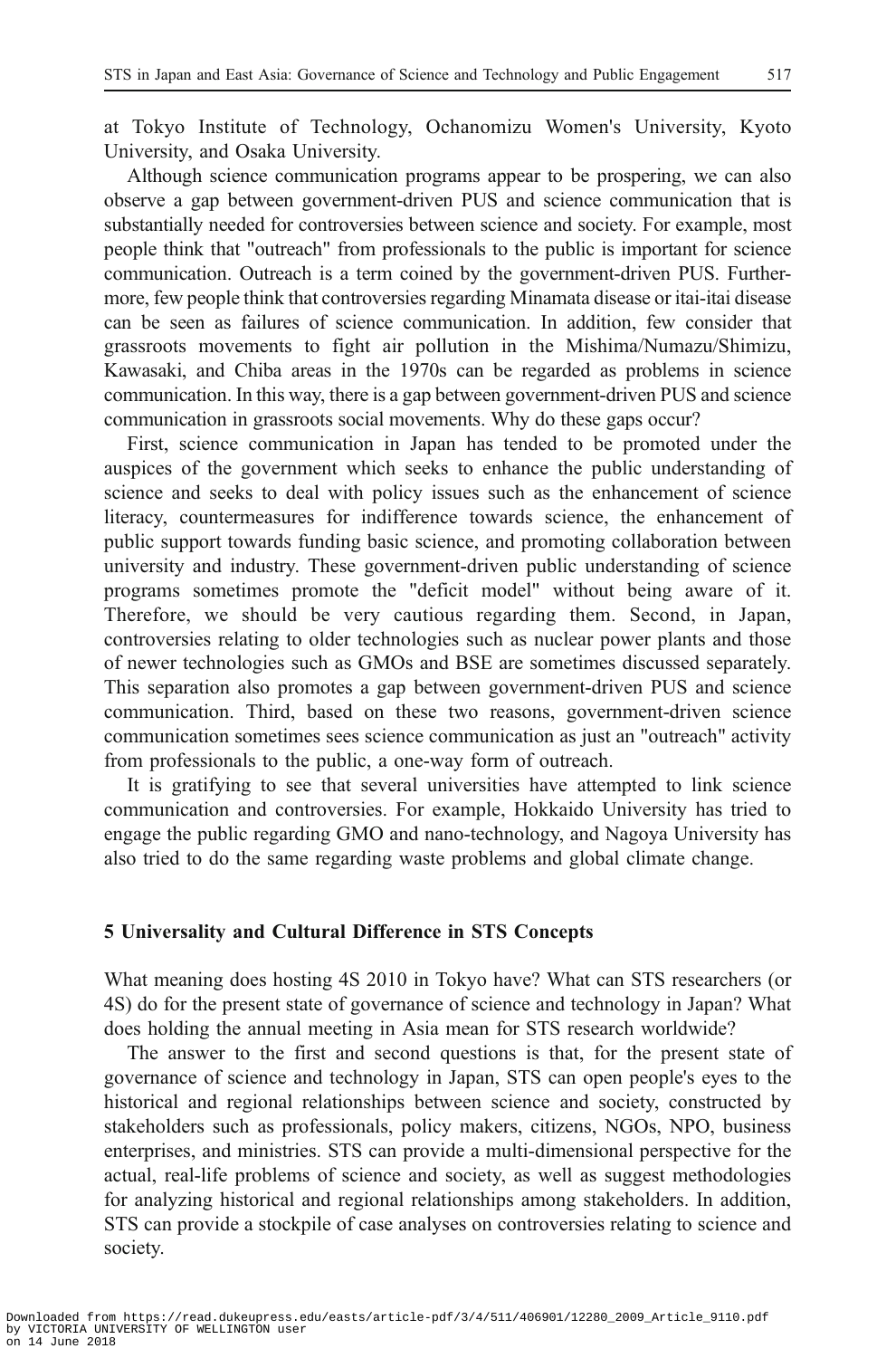at Tokyo Institute of Technology, Ochanomizu Women's University, Kyoto University, and Osaka University.

Although science communication programs appear to be prospering, we can also observe a gap between government-driven PUS and science communication that is substantially needed for controversies between science and society. For example, most people think that "outreach" from professionals to the public is important for science communication. Outreach is a term coined by the government-driven PUS. Furthermore, few people think that controversies regarding Minamata disease or itai-itai disease can be seen as failures of science communication. In addition, few consider that grassroots movements to fight air pollution in the Mishima/Numazu/Shimizu, Kawasaki, and Chiba areas in the 1970s can be regarded as problems in science communication. In this way, there is a gap between government-driven PUS and science communication in grassroots social movements. Why do these gaps occur?

First, science communication in Japan has tended to be promoted under the auspices of the government which seeks to enhance the public understanding of science and seeks to deal with policy issues such as the enhancement of science literacy, countermeasures for indifference towards science, the enhancement of public support towards funding basic science, and promoting collaboration between university and industry. These government-driven public understanding of science programs sometimes promote the "deficit model" without being aware of it. Therefore, we should be very cautious regarding them. Second, in Japan, controversies relating to older technologies such as nuclear power plants and those of newer technologies such as GMOs and BSE are sometimes discussed separately. This separation also promotes a gap between government-driven PUS and science communication. Third, based on these two reasons, government-driven science communication sometimes sees science communication as just an "outreach" activity from professionals to the public, a one-way form of outreach.

It is gratifying to see that several universities have attempted to link science communication and controversies. For example, Hokkaido University has tried to engage the public regarding GMO and nano-technology, and Nagoya University has also tried to do the same regarding waste problems and global climate change.

## 5 Universality and Cultural Difference in STS Concepts

What meaning does hosting 4S 2010 in Tokyo have? What can STS researchers (or 4S) do for the present state of governance of science and technology in Japan? What does holding the annual meeting in Asia mean for STS research worldwide?

The answer to the first and second questions is that, for the present state of governance of science and technology in Japan, STS can open people's eyes to the historical and regional relationships between science and society, constructed by stakeholders such as professionals, policy makers, citizens, NGOs, NPO, business enterprises, and ministries. STS can provide a multi-dimensional perspective for the actual, real-life problems of science and society, as well as suggest methodologies for analyzing historical and regional relationships among stakeholders. In addition, STS can provide a stockpile of case analyses on controversies relating to science and society.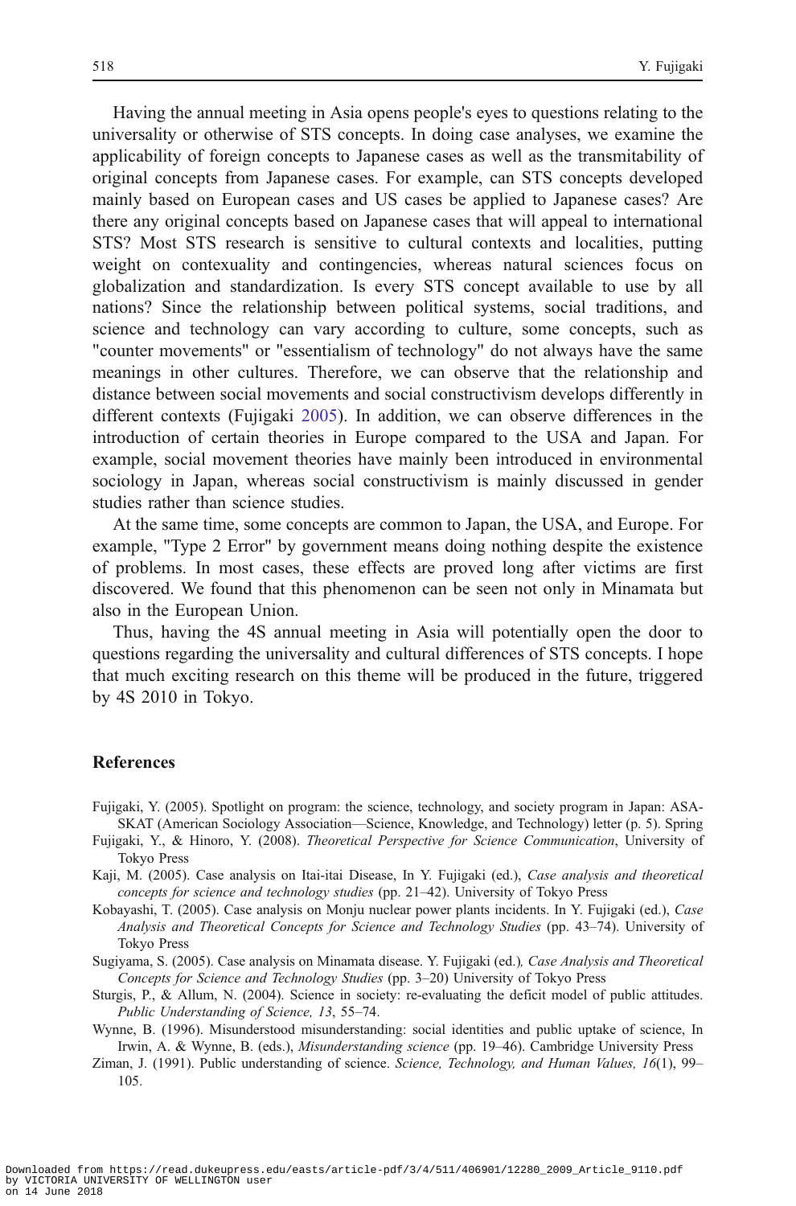Having the annual meeting in Asia opens people's eyes to questions relating to the universality or otherwise of STS concepts. In doing case analyses, we examine the applicability of foreign concepts to Japanese cases as well as the transmitability of original concepts from Japanese cases. For example, can STS concepts developed mainly based on European cases and US cases be applied to Japanese cases? Are there any original concepts based on Japanese cases that will appeal to international STS? Most STS research is sensitive to cultural contexts and localities, putting weight on contexuality and contingencies, whereas natural sciences focus on globalization and standardization. Is every STS concept available to use by all nations? Since the relationship between political systems, social traditions, and science and technology can vary according to culture, some concepts, such as "counter movements" or "essentialism of technology" do not always have the same meanings in other cultures. Therefore, we can observe that the relationship and distance between social movements and social constructivism develops differently in different contexts (Fujigaki 2005). In addition, we can observe differences in the introduction of certain theories in Europe compared to the USA and Japan. For example, social movement theories have mainly been introduced in environmental sociology in Japan, whereas social constructivism is mainly discussed in gender studies rather than science studies.

At the same time, some concepts are common to Japan, the USA, and Europe. For example, "Type 2 Error" by government means doing nothing despite the existence of problems. In most cases, these effects are proved long after victims are first discovered. We found that this phenomenon can be seen not only in Minamata but also in the European Union.

Thus, having the 4S annual meeting in Asia will potentially open the door to questions regarding the universality and cultural differences of STS concepts. I hope that much exciting research on this theme will be produced in the future, triggered by 4S 2010 in Tokyo.

## References

Fujigaki, Y. (2005). Spotlight on program: the science, technology, and society program in Japan: ASA-SKAT (American Sociology Association—Science, Knowledge, and Technology) letter (p. 5). Spring

Fujigaki, Y., & Hinoro, Y. (2008). *Theoretical Perspective for Science Communication*, University of Tokyo Press

Kaji, M. (2005). Case analysis on Itai-itai Disease, In Y. Fujigaki (ed.), *Case analysis and theoretical concepts for science and technology studies* (pp. 21–42). University of Tokyo Press

Kobayashi, T. (2005). Case analysis on Monju nuclear power plants incidents. In Y. Fujigaki (ed.), *Case Analysis and Theoretical Concepts for Science and Technology Studies* (pp. 43–74). University of Tokyo Press

Sugiyama, S. (2005). Case analysis on Minamata disease. Y. Fujigaki (ed.)*, Case Analysis and Theoretical Concepts for Science and Technology Studies* (pp. 3–20) University of Tokyo Press

Sturgis, P., & Allum, N. (2004). Science in society: re-evaluating the deficit model of public attitudes. *Public Understanding of Science, 13*, 55–74.

Wynne, B. (1996). Misunderstood misunderstanding: social identities and public uptake of science, In Irwin, A. & Wynne, B. (eds.), *Misunderstanding science* (pp. 19–46). Cambridge University Press

Ziman, J. (1991). Public understanding of science. *Science, Technology, and Human Values, 16*(1), 99–105.